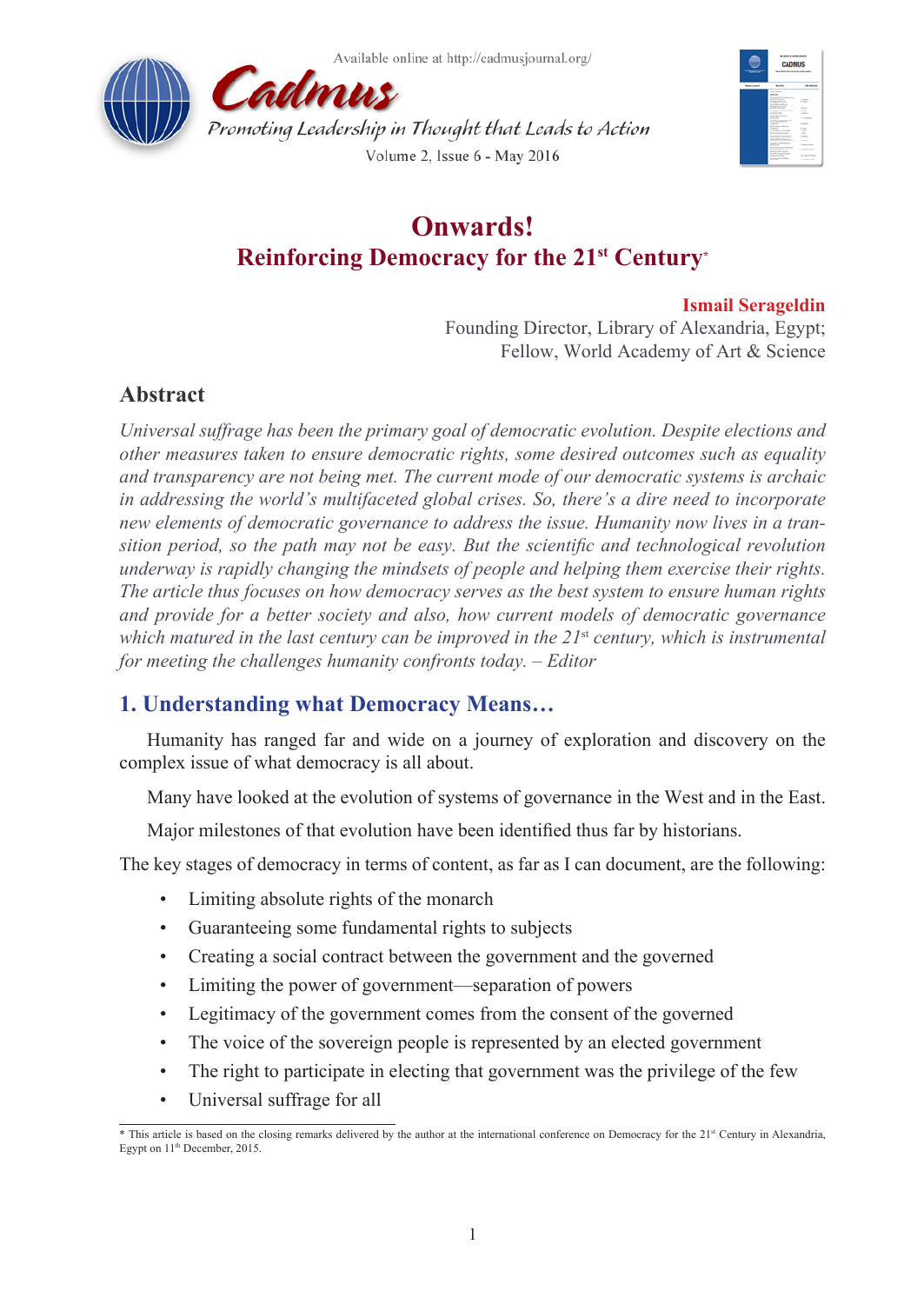# Onwards!

## Reinforcing Democracy for the 21st Century*

**Ismail Serageldin**

Founding Director, Library of Alexandria, Egypt;
Fellow, World Academy of Art & Science

## Abstract

*Universal suffrage has been the primary goal of democratic evolution. Despite elections and other measures taken to ensure democratic rights, some desired outcomes such as equality and transparency are not being met. The current mode of our democratic systems is archaic in addressing the world's multifaceted global crises. So, there's a dire need to incorporate new elements of democratic governance to address the issue. Humanity now lives in a transition period, so the path may not be easy. But the scientific and technological revolution underway is rapidly changing the mindsets of people and helping them exercise their rights. The article thus focuses on how democracy serves as the best system to ensure human rights and provide for a better society and also, how current models of democratic governance which matured in the last century can be improved in the 21st century, which is instrumental for meeting the challenges humanity confronts today. – Editor*

## 1. Understanding what Democracy Means…

Humanity has ranged far and wide on a journey of exploration and discovery on the complex issue of what democracy is all about.

Many have looked at the evolution of systems of governance in the West and in the East.

Major milestones of that evolution have been identified thus far by historians.

The key stages of democracy in terms of content, as far as I can document, are the following:

- Limiting absolute rights of the monarch
- Guaranteeing some fundamental rights to subjects
- Creating a social contract between the government and the governed
- Limiting the power of government—separation of powers
- Legitimacy of the government comes from the consent of the governed
- The voice of the sovereign people is represented by an elected government
- The right to participate in electing that government was the privilege of the few
- Universal suffrage for all

* This article is based on the closing remarks delivered by the author at the international conference on Democracy for the 21st Century in Alexandria, Egypt on 11th December, 2015.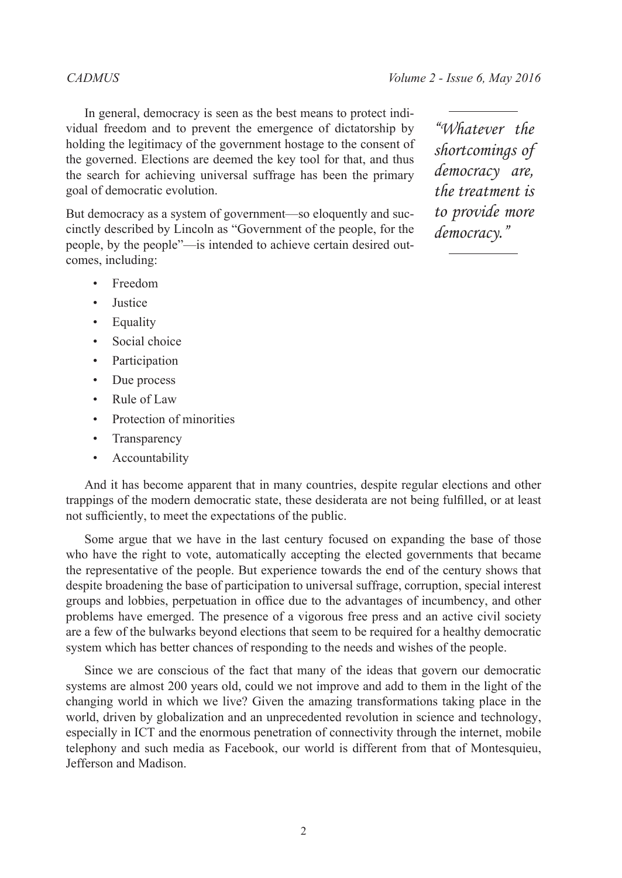In general, democracy is seen as the best means to protect individual freedom and to prevent the emergence of dictatorship by holding the legitimacy of the government hostage to the consent of the governed. Elections are deemed the key tool for that, and thus the search for achieving universal suffrage has been the primary goal of democratic evolution.

> *"Whatever the shortcomings of democracy are, the treatment is to provide more democracy."*

But democracy as a system of government—so eloquently and succinctly described by Lincoln as "Government of the people, for the people, by the people"—is intended to achieve certain desired outcomes, including:

- Freedom
- Justice
- Equality
- Social choice
- Participation
- Due process
- Rule of Law
- Protection of minorities
- Transparency
- Accountability

And it has become apparent that in many countries, despite regular elections and other trappings of the modern democratic state, these desiderata are not being fulfilled, or at least not sufficiently, to meet the expectations of the public.

Some argue that we have in the last century focused on expanding the base of those who have the right to vote, automatically accepting the elected governments that became the representative of the people. But experience towards the end of the century shows that despite broadening the base of participation to universal suffrage, corruption, special interest groups and lobbies, perpetuation in office due to the advantages of incumbency, and other problems have emerged. The presence of a vigorous free press and an active civil society are a few of the bulwarks beyond elections that seem to be required for a healthy democratic system which has better chances of responding to the needs and wishes of the people.

Since we are conscious of the fact that many of the ideas that govern our democratic systems are almost 200 years old, could we not improve and add to them in the light of the changing world in which we live? Given the amazing transformations taking place in the world, driven by globalization and an unprecedented revolution in science and technology, especially in ICT and the enormous penetration of connectivity through the internet, mobile telephony and such media as Facebook, our world is different from that of Montesquieu, Jefferson and Madison.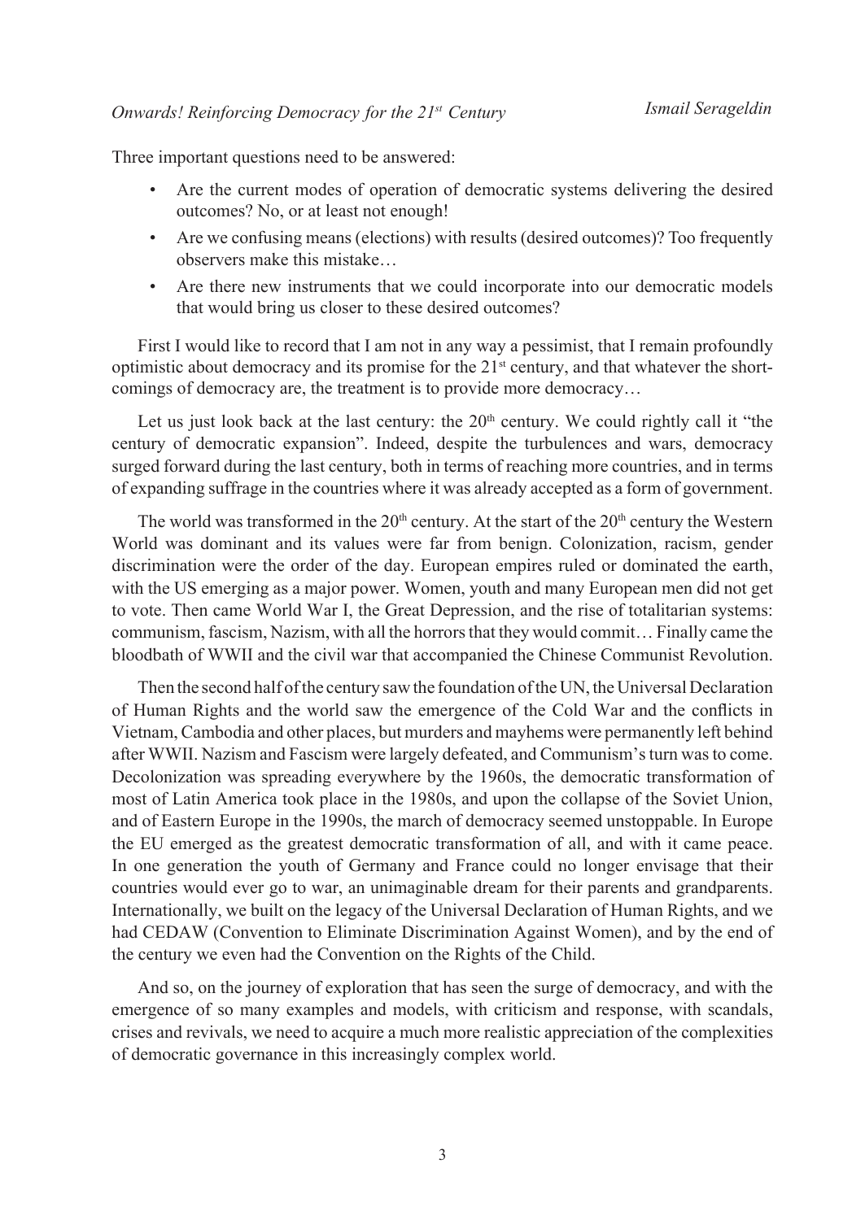Three important questions need to be answered:

- Are the current modes of operation of democratic systems delivering the desired outcomes? No, or at least not enough!
- Are we confusing means (elections) with results (desired outcomes)? Too frequently observers make this mistake…
- Are there new instruments that we could incorporate into our democratic models that would bring us closer to these desired outcomes?

First I would like to record that I am not in any way a pessimist, that I remain profoundly optimistic about democracy and its promise for the 21st century, and that whatever the shortcomings of democracy are, the treatment is to provide more democracy…

Let us just look back at the last century: the 20th century. We could rightly call it "the century of democratic expansion". Indeed, despite the turbulences and wars, democracy surged forward during the last century, both in terms of reaching more countries, and in terms of expanding suffrage in the countries where it was already accepted as a form of government.

The world was transformed in the 20th century. At the start of the 20th century the Western World was dominant and its values were far from benign. Colonization, racism, gender discrimination were the order of the day. European empires ruled or dominated the earth, with the US emerging as a major power. Women, youth and many European men did not get to vote. Then came World War I, the Great Depression, and the rise of totalitarian systems: communism, fascism, Nazism, with all the horrors that they would commit… Finally came the bloodbath of WWII and the civil war that accompanied the Chinese Communist Revolution.

Then the second half of the century saw the foundation of the UN, the Universal Declaration of Human Rights and the world saw the emergence of the Cold War and the conflicts in Vietnam, Cambodia and other places, but murders and mayhems were permanently left behind after WWII. Nazism and Fascism were largely defeated, and Communism's turn was to come. Decolonization was spreading everywhere by the 1960s, the democratic transformation of most of Latin America took place in the 1980s, and upon the collapse of the Soviet Union, and of Eastern Europe in the 1990s, the march of democracy seemed unstoppable. In Europe the EU emerged as the greatest democratic transformation of all, and with it came peace. In one generation the youth of Germany and France could no longer envisage that their countries would ever go to war, an unimaginable dream for their parents and grandparents. Internationally, we built on the legacy of the Universal Declaration of Human Rights, and we had CEDAW (Convention to Eliminate Discrimination Against Women), and by the end of the century we even had the Convention on the Rights of the Child.

And so, on the journey of exploration that has seen the surge of democracy, and with the emergence of so many examples and models, with criticism and response, with scandals, crises and revivals, we need to acquire a much more realistic appreciation of the complexities of democratic governance in this increasingly complex world.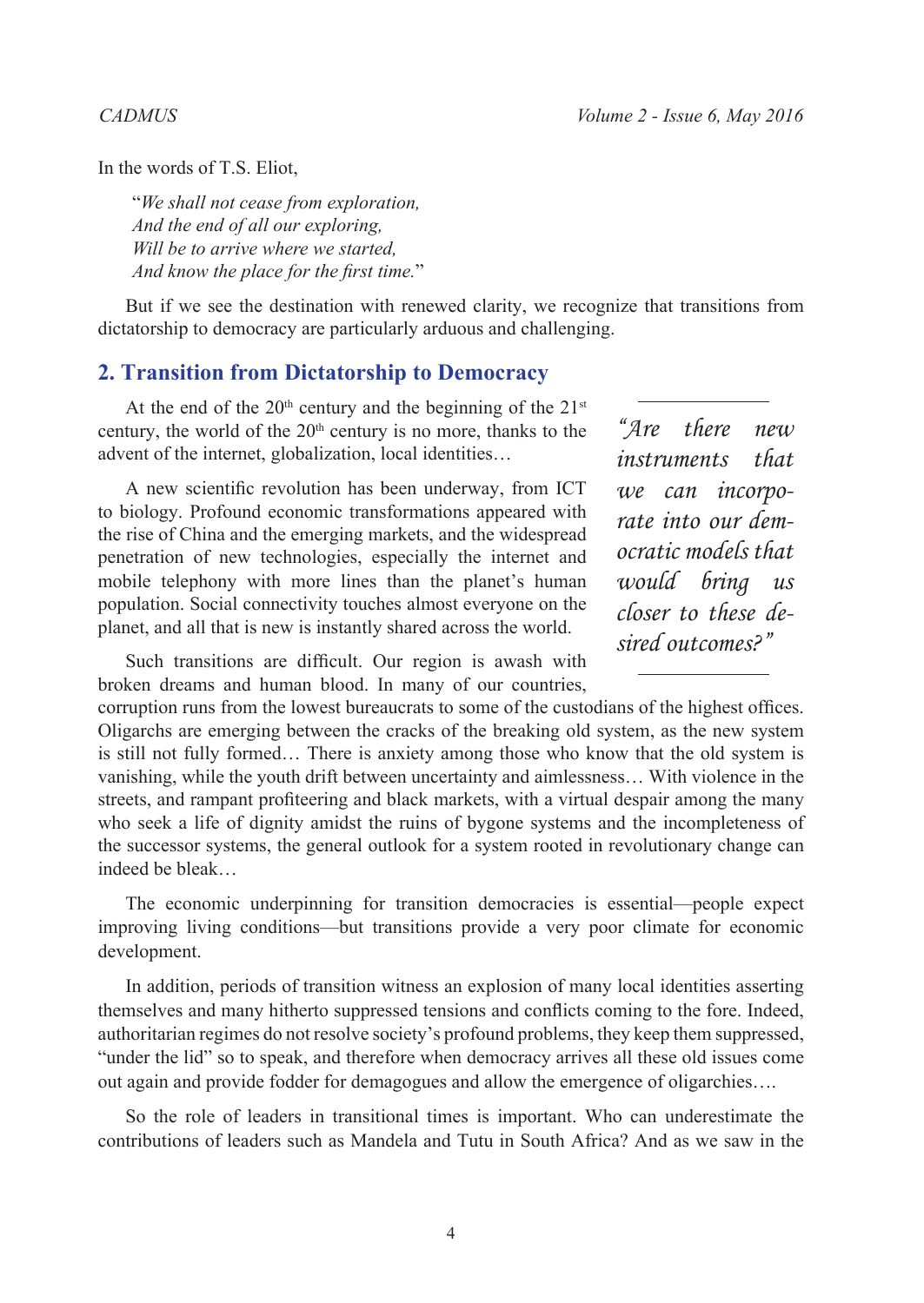In the words of T.S. Eliot,

> "*We shall not cease from exploration,*
> *And the end of all our exploring,*
> *Will be to arrive where we started,*
> *And know the place for the first time.*"

But if we see the destination with renewed clarity, we recognize that transitions from dictatorship to democracy are particularly arduous and challenging.

## 2. Transition from Dictatorship to Democracy

At the end of the 20th century and the beginning of the 21st century, the world of the 20th century is no more, thanks to the advent of the internet, globalization, local identities…

A new scientific revolution has been underway, from ICT to biology. Profound economic transformations appeared with the rise of China and the emerging markets, and the widespread penetration of new technologies, especially the internet and mobile telephony with more lines than the planet's human population. Social connectivity touches almost everyone on the planet, and all that is new is instantly shared across the world.

> *"Are there new instruments that we can incorporate into our democratic models that would bring us closer to these desired outcomes?"*

Such transitions are difficult. Our region is awash with broken dreams and human blood. In many of our countries, corruption runs from the lowest bureaucrats to some of the custodians of the highest offices. Oligarchs are emerging between the cracks of the breaking old system, as the new system is still not fully formed… There is anxiety among those who know that the old system is vanishing, while the youth drift between uncertainty and aimlessness… With violence in the streets, and rampant profiteering and black markets, with a virtual despair among the many who seek a life of dignity amidst the ruins of bygone systems and the incompleteness of the successor systems, the general outlook for a system rooted in revolutionary change can indeed be bleak…

The economic underpinning for transition democracies is essential—people expect improving living conditions—but transitions provide a very poor climate for economic development.

In addition, periods of transition witness an explosion of many local identities asserting themselves and many hitherto suppressed tensions and conflicts coming to the fore. Indeed, authoritarian regimes do not resolve society's profound problems, they keep them suppressed, "under the lid" so to speak, and therefore when democracy arrives all these old issues come out again and provide fodder for demagogues and allow the emergence of oligarchies….

So the role of leaders in transitional times is important. Who can underestimate the contributions of leaders such as Mandela and Tutu in South Africa? And as we saw in the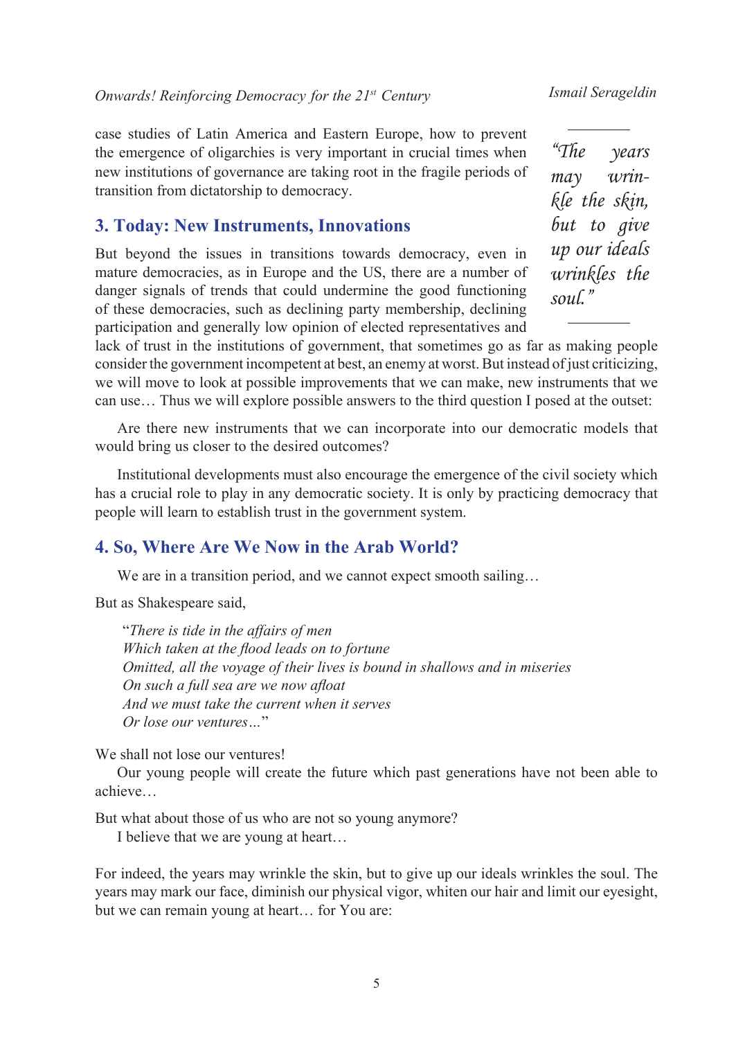case studies of Latin America and Eastern Europe, how to prevent the emergence of oligarchies is very important in crucial times when new institutions of governance are taking root in the fragile periods of transition from dictatorship to democracy.

> *"The years may wrinkle the skin, but to give up our ideals wrinkles the soul."*

## 3. Today: New Instruments, Innovations

But beyond the issues in transitions towards democracy, even in mature democracies, as in Europe and the US, there are a number of danger signals of trends that could undermine the good functioning of these democracies, such as declining party membership, declining participation and generally low opinion of elected representatives and lack of trust in the institutions of government, that sometimes go as far as making people consider the government incompetent at best, an enemy at worst. But instead of just criticizing, we will move to look at possible improvements that we can make, new instruments that we can use… Thus we will explore possible answers to the third question I posed at the outset:

Are there new instruments that we can incorporate into our democratic models that would bring us closer to the desired outcomes?

Institutional developments must also encourage the emergence of the civil society which has a crucial role to play in any democratic society. It is only by practicing democracy that people will learn to establish trust in the government system.

## 4. So, Where Are We Now in the Arab World?

We are in a transition period, and we cannot expect smooth sailing…

But as Shakespeare said,

"*There is tide in the affairs of men*
*Which taken at the flood leads on to fortune*
*Omitted, all the voyage of their lives is bound in shallows and in miseries*
*On such a full sea are we now afloat*
*And we must take the current when it serves*
*Or lose our ventures…*"

We shall not lose our ventures!

Our young people will create the future which past generations have not been able to achieve…

But what about those of us who are not so young anymore?

I believe that we are young at heart…

For indeed, the years may wrinkle the skin, but to give up our ideals wrinkles the soul. The years may mark our face, diminish our physical vigor, whiten our hair and limit our eyesight, but we can remain young at heart… for You are: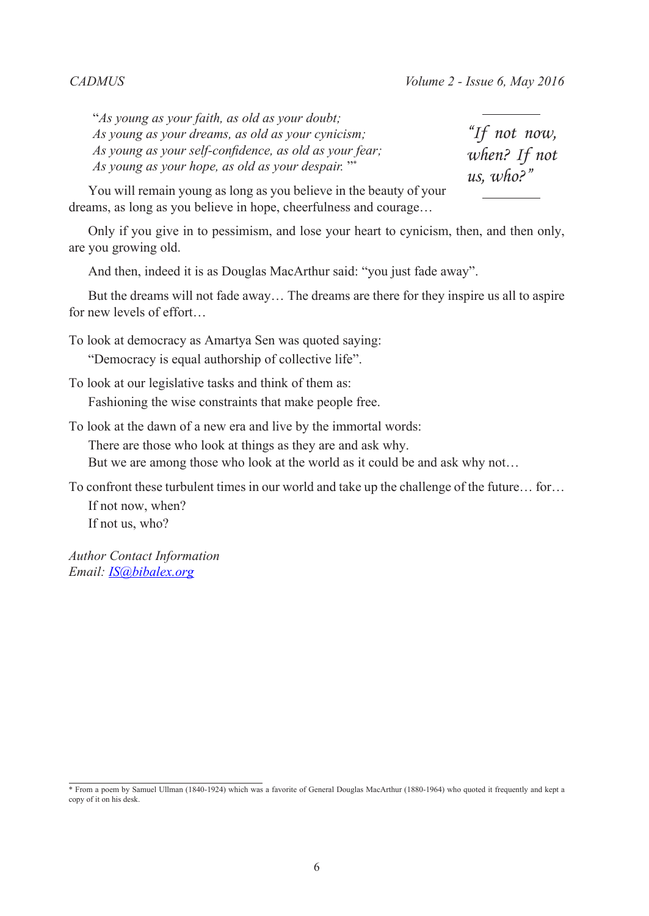"*As young as your faith, as old as your doubt;*
*As young as your dreams, as old as your cynicism;*
*As young as your self-confidence, as old as your fear;*
*As young as your hope, as old as your despair.*"*

*"If not now, when? If not us, who?"*

You will remain young as long as you believe in the beauty of your dreams, as long as you believe in hope, cheerfulness and courage…

Only if you give in to pessimism, and lose your heart to cynicism, then, and then only, are you growing old.

And then, indeed it is as Douglas MacArthur said: "you just fade away".

But the dreams will not fade away… The dreams are there for they inspire us all to aspire for new levels of effort…

To look at democracy as Amartya Sen was quoted saying:

"Democracy is equal authorship of collective life".

To look at our legislative tasks and think of them as:

Fashioning the wise constraints that make people free.

To look at the dawn of a new era and live by the immortal words:

There are those who look at things as they are and ask why.
But we are among those who look at the world as it could be and ask why not…

To confront these turbulent times in our world and take up the challenge of the future… for…

If not now, when?
If not us, who?

*Author Contact Information*
*Email: [IS@bibalex.org](mailto:IS@bibalex.org)*

---

* From a poem by Samuel Ullman (1840-1924) which was a favorite of General Douglas MacArthur (1880-1964) who quoted it frequently and kept a copy of it on his desk.